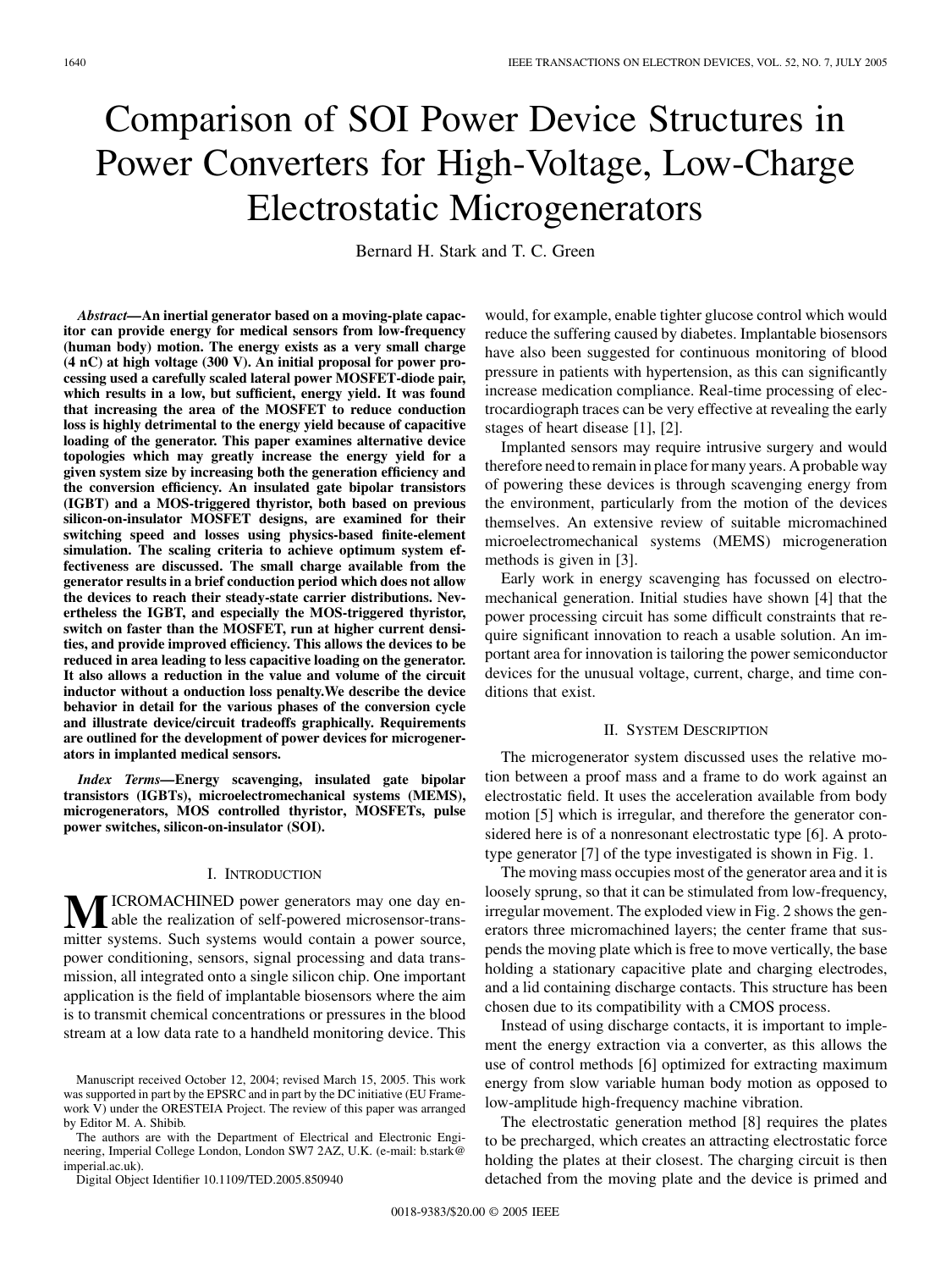# Comparison of SOI Power Device Structures in Power Converters for High-Voltage, Low-Charge Electrostatic Microgenerators

Bernard H. Stark and T. C. Green

***Abstract*—An inertial generator based on a moving-plate capacitor can provide energy for medical sensors from low-frequency (human body) motion. The energy exists as a very small charge (4 nC) at high voltage (300 V). An initial proposal for power processing used a carefully scaled lateral power MOSFET-diode pair, which results in a low, but sufficient, energy yield. It was found that increasing the area of the MOSFET to reduce conduction loss is highly detrimental to the energy yield because of capacitive loading of the generator. This paper examines alternative device topologies which may greatly increase the energy yield for a given system size by increasing both the generation efficiency and the conversion efficiency. An insulated gate bipolar transistors (IGBT) and a MOS-triggered thyristor, both based on previous silicon-on-insulator MOSFET designs, are examined for their switching speed and losses using physics-based finite-element simulation. The scaling criteria to achieve optimum system effectiveness are discussed. The small charge available from the generator results in a brief conduction period which does not allow the devices to reach their steady-state carrier distributions. Nevertheless the IGBT, and especially the MOS-triggered thyristor, switch on faster than the MOSFET, run at higher current densities, and provide improved efficiency. This allows the devices to be reduced in area leading to less capacitive loading on the generator. It also allows a reduction in the value and volume of the circuit inductor without a onduction loss penalty.We describe the device behavior in detail for the various phases of the conversion cycle and illustrate device/circuit tradeoffs graphically. Requirements are outlined for the development of power devices for microgenerators in implanted medical sensors.**

***Index Terms*—Energy scavenging, insulated gate bipolar transistors (IGBTs), microelectromechanical systems (MEMS), microgenerators, MOS controlled thyristor, MOSFETs, pulse power switches, silicon-on-insulator (SOI).**

## I. Introduction

MICROMACHINED power generators may one day enable the realization of self-powered microsensor-transmitter systems. Such systems would contain a power source, power conditioning, sensors, signal processing and data transmission, all integrated onto a single silicon chip. One important application is the field of implantable biosensors where the aim is to transmit chemical concentrations or pressures in the blood stream at a low data rate to a handheld monitoring device. This would, for example, enable tighter glucose control which would reduce the suffering caused by diabetes. Implantable biosensors have also been suggested for continuous monitoring of blood pressure in patients with hypertension, as this can significantly increase medication compliance. Real-time processing of electrocardiograph traces can be very effective at revealing the early stages of heart disease [1], [2].

Implanted sensors may require intrusive surgery and would therefore need to remain in place for many years. A probable way of powering these devices is through scavenging energy from the environment, particularly from the motion of the devices themselves. An extensive review of suitable micromachined microelectromechanical systems (MEMS) microgeneration methods is given in [3].

Early work in energy scavenging has focussed on electromechanical generation. Initial studies have shown [4] that the power processing circuit has some difficult constraints that require significant innovation to reach a usable solution. An important area for innovation is tailoring the power semiconductor devices for the unusual voltage, current, charge, and time conditions that exist.

## II. System Description

The microgenerator system discussed uses the relative motion between a proof mass and a frame to do work against an electrostatic field. It uses the acceleration available from body motion [5] which is irregular, and therefore the generator considered here is of a nonresonant electrostatic type [6]. A prototype generator [7] of the type investigated is shown in Fig. 1.

The moving mass occupies most of the generator area and it is loosely sprung, so that it can be stimulated from low-frequency, irregular movement. The exploded view in Fig. 2 shows the generators three micromachined layers; the center frame that suspends the moving plate which is free to move vertically, the base holding a stationary capacitive plate and charging electrodes, and a lid containing discharge contacts. This structure has been chosen due to its compatibility with a CMOS process.

Instead of using discharge contacts, it is important to implement the energy extraction via a converter, as this allows the use of control methods [6] optimized for extracting maximum energy from slow variable human body motion as opposed to low-amplitude high-frequency machine vibration.

The electrostatic generation method [8] requires the plates to be precharged, which creates an attracting electrostatic force holding the plates at their closest. The charging circuit is then detached from the moving plate and the device is primed and

Manuscript received October 12, 2004; revised March 15, 2005. This work was supported in part by the EPSRC and in part by the DC initiative (EU Framework V) under the ORESTEIA Project. The review of this paper was arranged by Editor M. A. Shibib.

The authors are with the Department of Electrical and Electronic Engineering, Imperial College London, London SW7 2AZ, U.K. (e-mail: b.stark@imperial.ac.uk).

Digital Object Identifier 10.1109/TED.2005.850940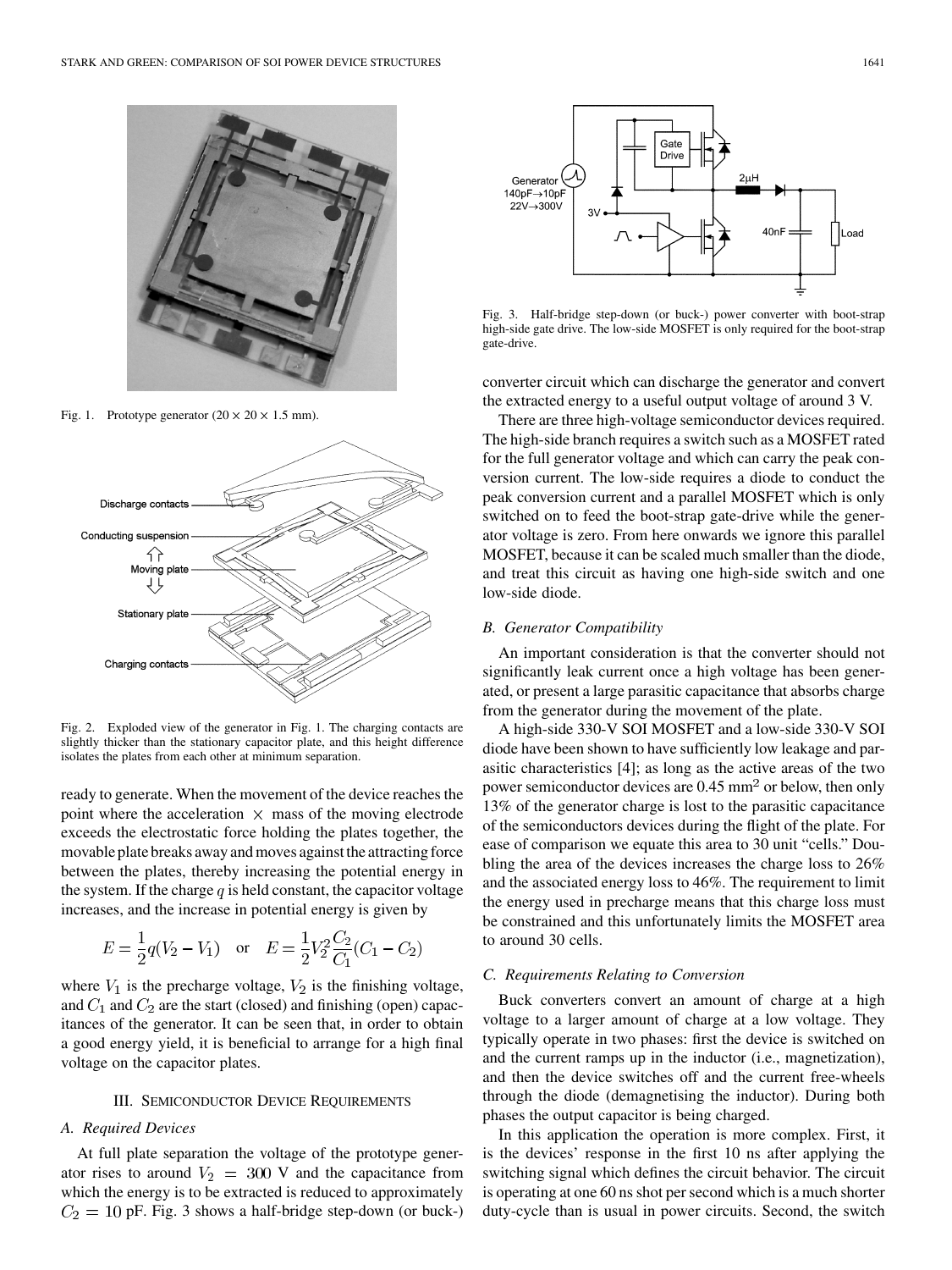Fig. 1. Prototype generator ($20 \times 20 \times 1.5$ mm).

Fig. 2. Exploded view of the generator in Fig. 1. The charging contacts are slightly thicker than the stationary capacitor plate, and this height difference isolates the plates from each other at minimum separation.

ready to generate. When the movement of the device reaches the point where the acceleration $\times$ mass of the moving electrode exceeds the electrostatic force holding the plates together, the movable plate breaks away and moves against the attracting force between the plates, thereby increasing the potential energy in the system. If the charge $q$ is held constant, the capacitor voltage increases, and the increase in potential energy is given by

$$E = \frac{1}{2}q(V_2 - V_1) \quad \text{or} \quad E = \frac{1}{2}V_2^2\frac{C_2}{C_1}(C_1 - C_2)$$

where $V_1$ is the precharge voltage, $V_2$ is the finishing voltage, and $C_1$ and $C_2$ are the start (closed) and finishing (open) capacitances of the generator. It can be seen that, in order to obtain a good energy yield, it is beneficial to arrange for a high final voltage on the capacitor plates.

## III. Semiconductor Device Requirements

### A. Required Devices

At full plate separation the voltage of the prototype generator rises to around $V_2 = 300$ V and the capacitance from which the energy is to be extracted is reduced to approximately $C_2 = 10$ pF. Fig. 3 shows a half-bridge step-down (or buck-) converter circuit which can discharge the generator and convert the extracted energy to a useful output voltage of around 3 V.

Fig. 3. Half-bridge step-down (or buck-) power converter with boot-strap high-side gate drive. The low-side MOSFET is only required for the boot-strap gate-drive.

There are three high-voltage semiconductor devices required. The high-side branch requires a switch such as a MOSFET rated for the full generator voltage and which can carry the peak conversion current. The low-side requires a diode to conduct the peak conversion current and a parallel MOSFET which is only switched on to feed the boot-strap gate-drive while the generator voltage is zero. From here onwards we ignore this parallel MOSFET, because it can be scaled much smaller than the diode, and treat this circuit as having one high-side switch and one low-side diode.

### B. Generator Compatibility

An important consideration is that the converter should not significantly leak current once a high voltage has been generated, or present a large parasitic capacitance that absorbs charge from the generator during the movement of the plate.

A high-side 330-V SOI MOSFET and a low-side 330-V SOI diode have been shown to have sufficiently low leakage and parasitic characteristics [4]; as long as the active areas of the two power semiconductor devices are 0.45 mm$^2$ or below, then only 13% of the generator charge is lost to the parasitic capacitance of the semiconductors devices during the flight of the plate. For ease of comparison we equate this area to 30 unit "cells." Doubling the area of the devices increases the charge loss to 26% and the associated energy loss to 46%. The requirement to limit the energy used in precharge means that this charge loss must be constrained and this unfortunately limits the MOSFET area to around 30 cells.

### C. Requirements Relating to Conversion

Buck converters convert an amount of charge at a high voltage to a larger amount of charge at a low voltage. They typically operate in two phases: first the device is switched on and the current ramps up in the inductor (i.e., magnetization), and then the device switches off and the current free-wheels through the diode (demagnetising the inductor). During both phases the output capacitor is being charged.

In this application the operation is more complex. First, it is the devices' response in the first 10 ns after applying the switching signal which defines the circuit behavior. The circuit is operating at one 60 ns shot per second which is a much shorter duty-cycle than is usual in power circuits. Second, the switch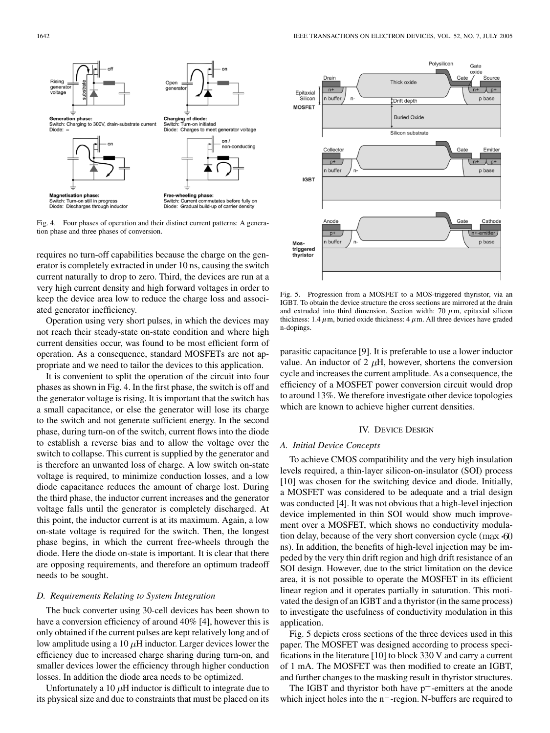Fig. 4. Four phases of operation and their distinct current patterns: A generation phase and three phases of conversion.

requires no turn-off capabilities because the charge on the generator is completely extracted in under 10 ns, causing the switch current naturally to drop to zero. Third, the devices are run at a very high current density and high forward voltages in order to keep the device area low to reduce the charge loss and associated generator inefficiency.

Operation using very short pulses, in which the devices may not reach their steady-state on-state condition and where high current densities occur, was found to be most efficient form of operation. As a consequence, standard MOSFETs are not appropriate and we need to tailor the devices to this application.

It is convenient to split the operation of the circuit into four phases as shown in Fig. 4. In the first phase, the switch is off and the generator voltage is rising. It is important that the switch has a small capacitance, or else the generator will lose its charge to the switch and not generate sufficient energy. In the second phase, during turn-on of the switch, current flows into the diode to establish a reverse bias and to allow the voltage over the switch to collapse. This current is supplied by the generator and is therefore an unwanted loss of charge. A low switch on-state voltage is required, to minimize conduction losses, and a low diode capacitance reduces the amount of charge lost. During the third phase, the inductor current increases and the generator voltage falls until the generator is completely discharged. At this point, the inductor current is at its maximum. Again, a low on-state voltage is required for the switch. Then, the longest phase begins, in which the current free-wheels through the diode. Here the diode on-state is important. It is clear that there are opposing requirements, and therefore an optimum tradeoff needs to be sought.

### *D. Requirements Relating to System Integration*

The buck converter using 30-cell devices has been shown to have a conversion efficiency of around 40% [4], however this is only obtained if the current pulses are kept relatively long and of low amplitude using a 10 $\mu$H inductor. Larger devices lower the efficiency due to increased charge sharing during turn-on, and smaller devices lower the efficiency through higher conduction losses. In addition the diode area needs to be optimized.

Unfortunately a 10 $\mu$H inductor is difficult to integrate due to its physical size and due to constraints that must be placed on its parasitic capacitance [9]. It is preferable to use a lower inductor value. An inductor of 2 $\mu$H, however, shortens the conversion cycle and increases the current amplitude. As a consequence, the efficiency of a MOSFET power conversion circuit would drop to around 13%. We therefore investigate other device topologies which are known to achieve higher current densities.

Fig. 5. Progression from a MOSFET to a MOS-triggered thyristor, via an IGBT. To obtain the device structure the cross sections are mirrored at the drain and extruded into third dimension. Section width: 70 $\mu$m, epitaxial silicon thickness: 1.4 $\mu$m, buried oxide thickness: 4 $\mu$m. All three devices have graded n-dopings.

## IV. Device Design

### *A. Initial Device Concepts*

To achieve CMOS compatibility and the very high insulation levels required, a thin-layer silicon-on-insulator (SOI) process [10] was chosen for the switching device and diode. Initially, a MOSFET was considered to be adequate and a trial design was conducted [4]. It was not obvious that a high-level injection device implemented in thin SOI would show much improvement over a MOSFET, which shows no conductivity modulation delay, because of the very short conversion cycle ($\max \cdot 60$ ns). In addition, the benefits of high-level injection may be impeded by the very thin drift region and high drift resistance of an SOI design. However, due to the strict limitation on the device area, it is not possible to operate the MOSFET in its efficient linear region and it operates partially in saturation. This motivated the design of an IGBT and a thyristor (in the same process) to investigate the usefulness of conductivity modulation in this application.

Fig. 5 depicts cross sections of the three devices used in this paper. The MOSFET was designed according to process specifications in the literature [10] to block 330 V and carry a current of 1 mA. The MOSFET was then modified to create an IGBT, and further changes to the masking result in thyristor structures.

The IGBT and thyristor both have $p^+$-emitters at the anode which inject holes into the $n^-$-region. N-buffers are required to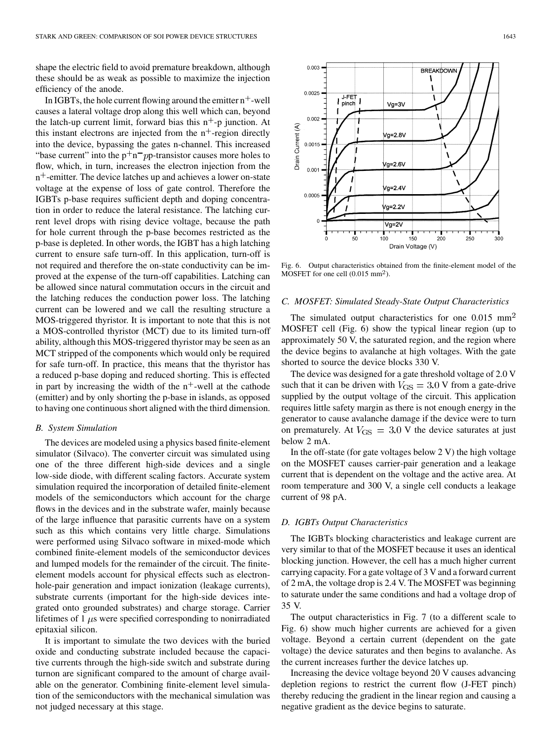shape the electric field to avoid premature breakdown, although these should be as weak as possible to maximize the injection efficiency of the anode.

In IGBTs, the hole current flowing around the emitter $n^+$-well causes a lateral voltage drop along this well which can, beyond the latch-up current limit, forward bias this $n^+$-p junction. At this instant electrons are injected from the $n^+$-region directly into the device, bypassing the gates n-channel. This increased "base current" into the $p^+n^-p$p-transistor causes more holes to flow, which, in turn, increases the electron injection from the $n^+$-emitter. The device latches up and achieves a lower on-state voltage at the expense of loss of gate control. Therefore the IGBTs p-base requires sufficient depth and doping concentration in order to reduce the lateral resistance. The latching current level drops with rising device voltage, because the path for hole current through the p-base becomes restricted as the p-base is depleted. In other words, the IGBT has a high latching current to ensure safe turn-off. In this application, turn-off is not required and therefore the on-state conductivity can be improved at the expense of the turn-off capabilities. Latching can be allowed since natural commutation occurs in the circuit and the latching reduces the conduction power loss. The latching current can be lowered and we call the resulting structure a MOS-triggered thyristor. It is important to note that this is not a MOS-controlled thyristor (MCT) due to its limited turn-off ability, although this MOS-triggered thyristor may be seen as an MCT stripped of the components which would only be required for safe turn-off. In practice, this means that the thyristor has a reduced p-base doping and reduced shorting. This is effected in part by increasing the width of the $n^+$-well at the cathode (emitter) and by only shorting the p-base in islands, as opposed to having one continuous short aligned with the third dimension.

### B. System Simulation

The devices are modeled using a physics based finite-element simulator (Silvaco). The converter circuit was simulated using one of the three different high-side devices and a single low-side diode, with different scaling factors. Accurate system simulation required the incorporation of detailed finite-element models of the semiconductors which account for the charge flows in the devices and in the substrate wafer, mainly because of the large influence that parasitic currents have on a system such as this which contains very little charge. Simulations were performed using Silvaco software in mixed-mode which combined finite-element models of the semiconductor devices and lumped models for the remainder of the circuit. The finite-element models account for physical effects such as electron-hole-pair generation and impact ionization (leakage currents), substrate currents (important for the high-side devices integrated onto grounded substrates) and charge storage. Carrier lifetimes of 1 $\mu$s were specified corresponding to nonirradiated epitaxial silicon.

It is important to simulate the two devices with the buried oxide and conducting substrate included because the capacitive currents through the high-side switch and substrate during turnon are significant compared to the amount of charge available on the generator. Combining finite-element level simulation of the semiconductors with the mechanical simulation was not judged necessary at this stage.

0.003
0.0025
0.002
0.0015
0.001
0.0005
0
Drain Current (A)
0 50 100 150 200 250 300
Drain Voltage (V)
BREAKDOWN
J-FET pinch
Vg=3V
Vg=2.8V
Vg=2.6V
Vg=2.4V
Vg=2.2V
Vg=2V

Fig. 6. Output characteristics obtained from the finite-element model of the MOSFET for one cell (0.015 mm$^2$).

### C. MOSFET: Simulated Steady-State Output Characteristics

The simulated output characteristics for one 0.015 mm$^2$ MOSFET cell (Fig. 6) show the typical linear region (up to approximately 50 V, the saturated region, and the region where the device begins to avalanche at high voltages. With the gate shorted to source the device blocks 330 V.

The device was designed for a gate threshold voltage of 2.0 V such that it can be driven with $V_{GS} = 3.0$ V from a gate-drive supplied by the output voltage of the circuit. This application requires little safety margin as there is not enough energy in the generator to cause avalanche damage if the device were to turn on prematurely. At $V_{GS} = 3.0$ V the device saturates at just below 2 mA.

In the off-state (for gate voltages below 2 V) the high voltage on the MOSFET causes carrier-pair generation and a leakage current that is dependent on the voltage and the active area. At room temperature and 300 V, a single cell conducts a leakage current of 98 pA.

### D. IGBTs Output Characteristics

The IGBTs blocking characteristics and leakage current are very similar to that of the MOSFET because it uses an identical blocking junction. However, the cell has a much higher current carrying capacity. For a gate voltage of 3 V and a forward current of 2 mA, the voltage drop is 2.4 V. The MOSFET was beginning to saturate under the same conditions and had a voltage drop of 35 V.

The output characteristics in Fig. 7 (to a different scale to Fig. 6) show much higher currents are achieved for a given voltage. Beyond a certain current (dependent on the gate voltage) the device saturates and then begins to avalanche. As the current increases further the device latches up.

Increasing the device voltage beyond 20 V causes advancing depletion regions to restrict the current flow (J-FET pinch) thereby reducing the gradient in the linear region and causing a negative gradient as the device begins to saturate.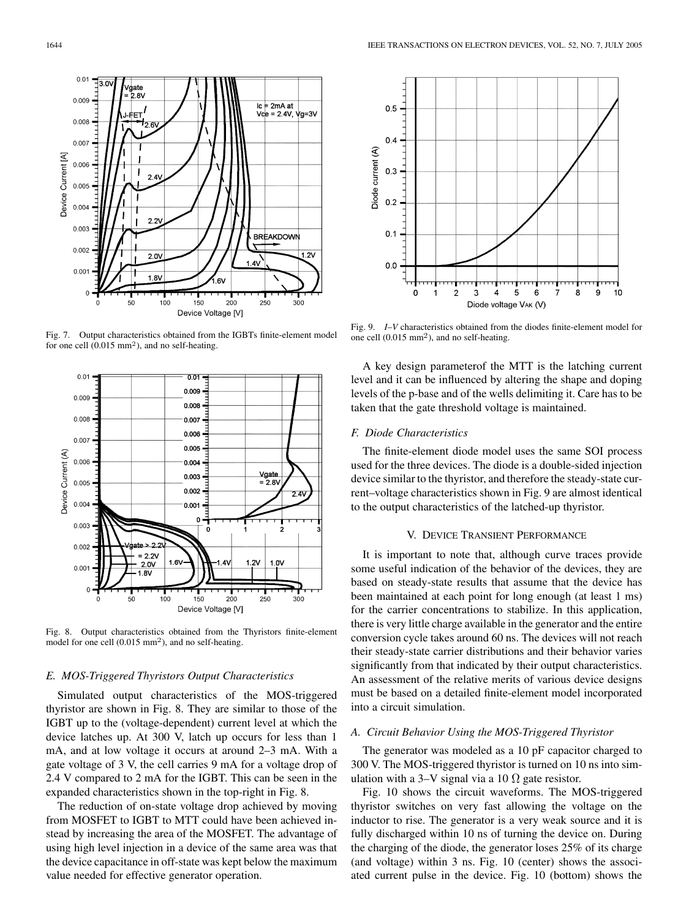Fig. 7. Output characteristics obtained from the IGBTs finite-element model for one cell (0.015 mm$^2$), and no self-heating.

Fig. 8. Output characteristics obtained from the Thyristors finite-element model for one cell (0.015 mm$^2$), and no self-heating.

### E. MOS-Triggered Thyristors Output Characteristics

Simulated output characteristics of the MOS-triggered thyristor are shown in Fig. 8. They are similar to those of the IGBT up to the (voltage-dependent) current level at which the device latches up. At 300 V, latch up occurs for less than 1 mA, and at low voltage it occurs at around 2–3 mA. With a gate voltage of 3 V, the cell carries 9 mA for a voltage drop of 2.4 V compared to 2 mA for the IGBT. This can be seen in the expanded characteristics shown in the top-right in Fig. 8.

The reduction of on-state voltage drop achieved by moving from MOSFET to IGBT to MTT could have been achieved instead by increasing the area of the MOSFET. The advantage of using high level injection in a device of the same area was that the device capacitance in off-state was kept below the maximum value needed for effective generator operation.

Fig. 9. *I–V* characteristics obtained from the diodes finite-element model for one cell (0.015 mm$^2$), and no self-heating.

A key design parameterof the MTT is the latching current level and it can be influenced by altering the shape and doping levels of the p-base and of the wells delimiting it. Care has to be taken that the gate threshold voltage is maintained.

### F. Diode Characteristics

The finite-element diode model uses the same SOI process used for the three devices. The diode is a double-sided injection device similar to the thyristor, and therefore the steady-state current–voltage characteristics shown in Fig. 9 are almost identical to the output characteristics of the latched-up thyristor.

## V. Device Transient Performance

It is important to note that, although curve traces provide some useful indication of the behavior of the devices, they are based on steady-state results that assume that the device has been maintained at each point for long enough (at least 1 ms) for the carrier concentrations to stabilize. In this application, there is very little charge available in the generator and the entire conversion cycle takes around 60 ns. The devices will not reach their steady-state carrier distributions and their behavior varies significantly from that indicated by their output characteristics. An assessment of the relative merits of various device designs must be based on a detailed finite-element model incorporated into a circuit simulation.

### A. Circuit Behavior Using the MOS-Triggered Thyristor

The generator was modeled as a 10 pF capacitor charged to 300 V. The MOS-triggered thyristor is turned on 10 ns into simulation with a 3–V signal via a 10 Ω gate resistor.

Fig. 10 shows the circuit waveforms. The MOS-triggered thyristor switches on very fast allowing the voltage on the inductor to rise. The generator is a very weak source and it is fully discharged within 10 ns of turning the device on. During the charging of the diode, the generator loses 25% of its charge (and voltage) within 3 ns. Fig. 10 (center) shows the associated current pulse in the device. Fig. 10 (bottom) shows the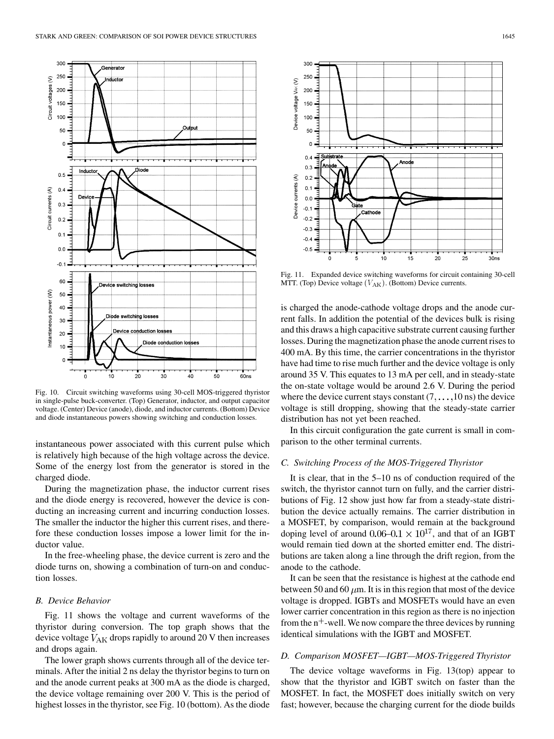Fig. 10. Circuit switching waveforms using 30-cell MOS-triggered thyristor in single-pulse buck-converter. (Top) Generator, inductor, and output capacitor voltage. (Center) Device (anode), diode, and inductor currents. (Bottom) Device and diode instantaneous powers showing switching and conduction losses.

instantaneous power associated with this current pulse which is relatively high because of the high voltage across the device. Some of the energy lost from the generator is stored in the charged diode.

During the magnetization phase, the inductor current rises and the diode energy is recovered, however the device is conducting an increasing current and incurring conduction losses. The smaller the inductor the higher this current rises, and therefore these conduction losses impose a lower limit for the inductor value.

In the free-wheeling phase, the device current is zero and the diode turns on, showing a combination of turn-on and conduction losses.

### B. Device Behavior

Fig. 11 shows the voltage and current waveforms of the thyristor during conversion. The top graph shows that the device voltage $V_{\mathrm{AK}}$ drops rapidly to around 20 V then increases and drops again.

The lower graph shows currents through all of the device terminals. After the initial 2 ns delay the thyristor begins to turn on and the anode current peaks at 300 mA as the diode is charged, the device voltage remaining over 200 V. This is the period of highest losses in the thyristor, see Fig. 10 (bottom). As the diode is charged the anode-cathode voltage drops and the anode current falls. In addition the potential of the devices bulk is rising and this draws a high capacitive substrate current causing further losses. During the magnetization phase the anode current rises to 400 mA. By this time, the carrier concentrations in the thyristor have had time to rise much further and the device voltage is only around 35 V. This equates to 13 mA per cell, and in steady-state the on-state voltage would be around 2.6 V. During the period where the device current stays constant $(7, \ldots, 10\ \text{ns})$ the device voltage is still dropping, showing that the steady-state carrier distribution has not yet been reached.

Fig. 11. Expanded device switching waveforms for circuit containing 30-cell MTT. (Top) Device voltage $(V_{\mathrm{AK}})$. (Bottom) Device currents.

In this circuit configuration the gate current is small in comparison to the other terminal currents.

### C. Switching Process of the MOS-Triggered Thyristor

It is clear, that in the 5–10 ns of conduction required of the switch, the thyristor cannot turn on fully, and the carrier distributions of Fig. 12 show just how far from a steady-state distribution the device actually remains. The carrier distribution in a MOSFET, by comparison, would remain at the background doping level of around $0.06$–$0.1 \times 10^{17}$, and that of an IGBT would remain tied down at the shorted emitter end. The distributions are taken along a line through the drift region, from the anode to the cathode.

It can be seen that the resistance is highest at the cathode end between 50 and 60 $\mu$m. It is in this region that most of the device voltage is dropped. IGBTs and MOSFETs would have an even lower carrier concentration in this region as there is no injection from the $\mathrm{n}^{+}$-well. We now compare the three devices by running identical simulations with the IGBT and MOSFET.

### D. Comparison MOSFET—IGBT—MOS-Triggered Thyristor

The device voltage waveforms in Fig. 13(top) appear to show that the thyristor and IGBT switch on faster than the MOSFET. In fact, the MOSFET does initially switch on very fast; however, because the charging current for the diode builds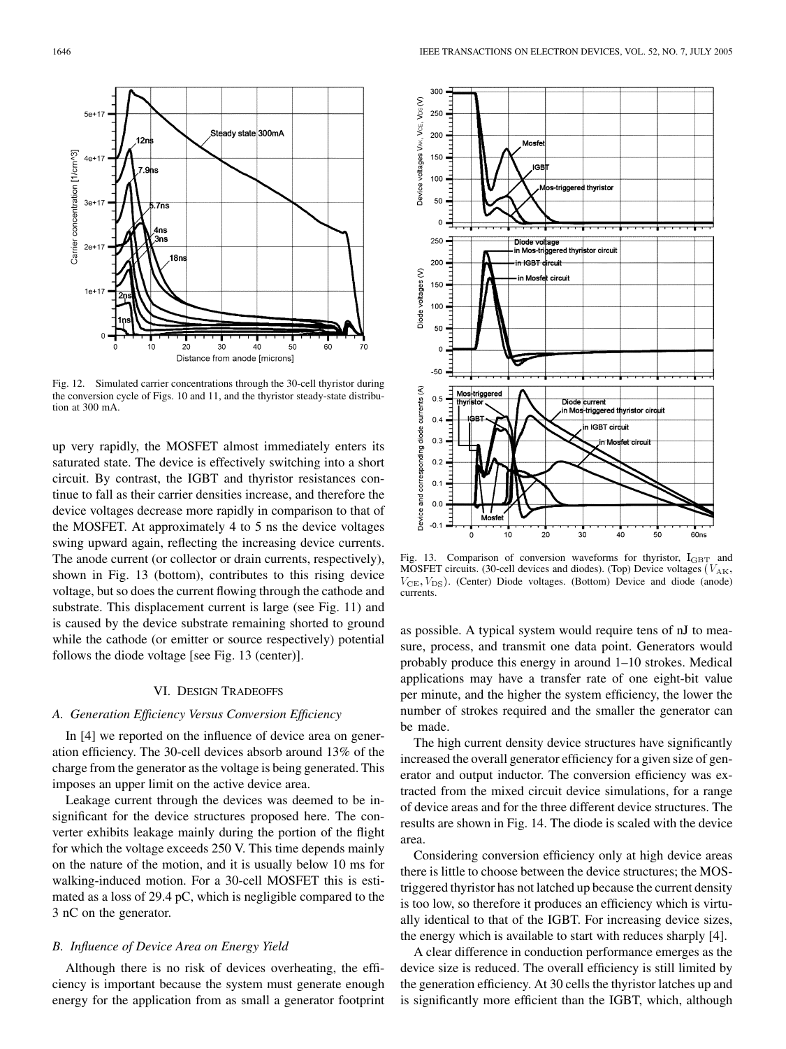Fig. 12. Simulated carrier concentrations through the 30-cell thyristor during the conversion cycle of Figs. 10 and 11, and the thyristor steady-state distribution at 300 mA.

up very rapidly, the MOSFET almost immediately enters its saturated state. The device is effectively switching into a short circuit. By contrast, the IGBT and thyristor resistances continue to fall as their carrier densities increase, and therefore the device voltages decrease more rapidly in comparison to that of the MOSFET. At approximately 4 to 5 ns the device voltages swing upward again, reflecting the increasing device currents. The anode current (or collector or drain currents, respectively), shown in Fig. 13 (bottom), contributes to this rising device voltage, but so does the current flowing through the cathode and substrate. This displacement current is large (see Fig. 11) and is caused by the device substrate remaining shorted to ground while the cathode (or emitter or source respectively) potential follows the diode voltage [see Fig. 13 (center)].

## VI. Design Tradeoffs

### A. Generation Efficiency Versus Conversion Efficiency

In [4] we reported on the influence of device area on generation efficiency. The 30-cell devices absorb around 13% of the charge from the generator as the voltage is being generated. This imposes an upper limit on the active device area.

Leakage current through the devices was deemed to be insignificant for the device structures proposed here. The converter exhibits leakage mainly during the portion of the flight for which the voltage exceeds 250 V. This time depends mainly on the nature of the motion, and it is usually below 10 ms for walking-induced motion. For a 30-cell MOSFET this is estimated as a loss of 29.4 pC, which is negligible compared to the 3 nC on the generator.

### B. Influence of Device Area on Energy Yield

Although there is no risk of devices overheating, the efficiency is important because the system must generate enough energy for the application from as small a generator footprint as possible. A typical system would require tens of nJ to measure, process, and transmit one data point. Generators would probably produce this energy in around 1–10 strokes. Medical applications may have a transfer rate of one eight-bit value per minute, and the higher the system efficiency, the lower the number of strokes required and the smaller the generator can be made.

Fig. 13. Comparison of conversion waveforms for thyristor, $I_{GBT}$ and MOSFET circuits. (30-cell devices and diodes). (Top) Device voltages ($V_{AK}$, $V_{CE}$, $V_{DS}$). (Center) Diode voltages. (Bottom) Device and diode (anode) currents.

The high current density device structures have significantly increased the overall generator efficiency for a given size of generator and output inductor. The conversion efficiency was extracted from the mixed circuit device simulations, for a range of device areas and for the three different device structures. The results are shown in Fig. 14. The diode is scaled with the device area.

Considering conversion efficiency only at high device areas there is little to choose between the device structures; the MOS-triggered thyristor has not latched up because the current density is too low, so therefore it produces an efficiency which is virtually identical to that of the IGBT. For increasing device sizes, the energy which is available to start with reduces sharply [4].

A clear difference in conduction performance emerges as the device size is reduced. The overall efficiency is still limited by the generation efficiency. At 30 cells the thyristor latches up and is significantly more efficient than the IGBT, which, although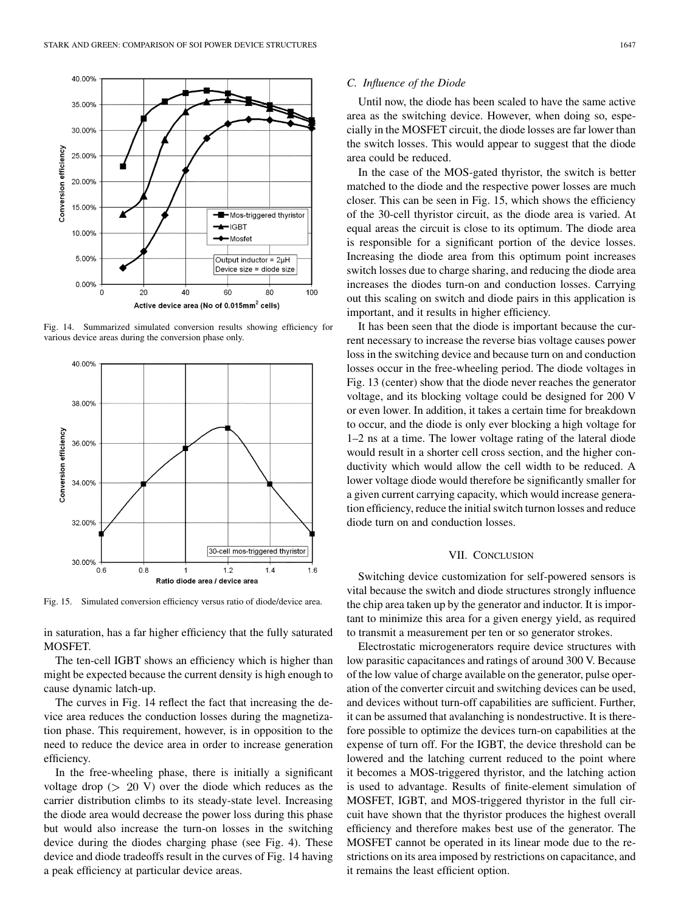Fig. 14. Summarized simulated conversion results showing efficiency for various device areas during the conversion phase only.

Fig. 15. Simulated conversion efficiency versus ratio of diode/device area.

in saturation, has a far higher efficiency that the fully saturated MOSFET.

The ten-cell IGBT shows an efficiency which is higher than might be expected because the current density is high enough to cause dynamic latch-up.

The curves in Fig. 14 reflect the fact that increasing the device area reduces the conduction losses during the magnetization phase. This requirement, however, is in opposition to the need to reduce the device area in order to increase generation efficiency.

In the free-wheeling phase, there is initially a significant voltage drop ($> 20$ V) over the diode which reduces as the carrier distribution climbs to its steady-state level. Increasing the diode area would decrease the power loss during this phase but would also increase the turn-on losses in the switching device during the diodes charging phase (see Fig. 4). These device and diode tradeoffs result in the curves of Fig. 14 having a peak efficiency at particular device areas.

### C. Influence of the Diode

Until now, the diode has been scaled to have the same active area as the switching device. However, when doing so, especially in the MOSFET circuit, the diode losses are far lower than the switch losses. This would appear to suggest that the diode area could be reduced.

In the case of the MOS-gated thyristor, the switch is better matched to the diode and the respective power losses are much closer. This can be seen in Fig. 15, which shows the efficiency of the 30-cell thyristor circuit, as the diode area is varied. At equal areas the circuit is close to its optimum. The diode area is responsible for a significant portion of the device losses. Increasing the diode area from this optimum point increases switch losses due to charge sharing, and reducing the diode area increases the diodes turn-on and conduction losses. Carrying out this scaling on switch and diode pairs in this application is important, and it results in higher efficiency.

It has been seen that the diode is important because the current necessary to increase the reverse bias voltage causes power loss in the switching device and because turn on and conduction losses occur in the free-wheeling period. The diode voltages in Fig. 13 (center) show that the diode never reaches the generator voltage, and its blocking voltage could be designed for 200 V or even lower. In addition, it takes a certain time for breakdown to occur, and the diode is only ever blocking a high voltage for 1–2 ns at a time. The lower voltage rating of the lateral diode would result in a shorter cell cross section, and the higher conductivity which would allow the cell width to be reduced. A lower voltage diode would therefore be significantly smaller for a given current carrying capacity, which would increase generation efficiency, reduce the initial switch turnon losses and reduce diode turn on and conduction losses.

## VII. Conclusion

Switching device customization for self-powered sensors is vital because the switch and diode structures strongly influence the chip area taken up by the generator and inductor. It is important to minimize this area for a given energy yield, as required to transmit a measurement per ten or so generator strokes.

Electrostatic microgenerators require device structures with low parasitic capacitances and ratings of around 300 V. Because of the low value of charge available on the generator, pulse operation of the converter circuit and switching devices can be used, and devices without turn-off capabilities are sufficient. Further, it can be assumed that avalanching is nondestructive. It is therefore possible to optimize the devices turn-on capabilities at the expense of turn off. For the IGBT, the device threshold can be lowered and the latching current reduced to the point where it becomes a MOS-triggered thyristor, and the latching action is used to advantage. Results of finite-element simulation of MOSFET, IGBT, and MOS-triggered thyristor in the full circuit have shown that the thyristor produces the highest overall efficiency and therefore makes best use of the generator. The MOSFET cannot be operated in its linear mode due to the restrictions on its area imposed by restrictions on capacitance, and it remains the least efficient option.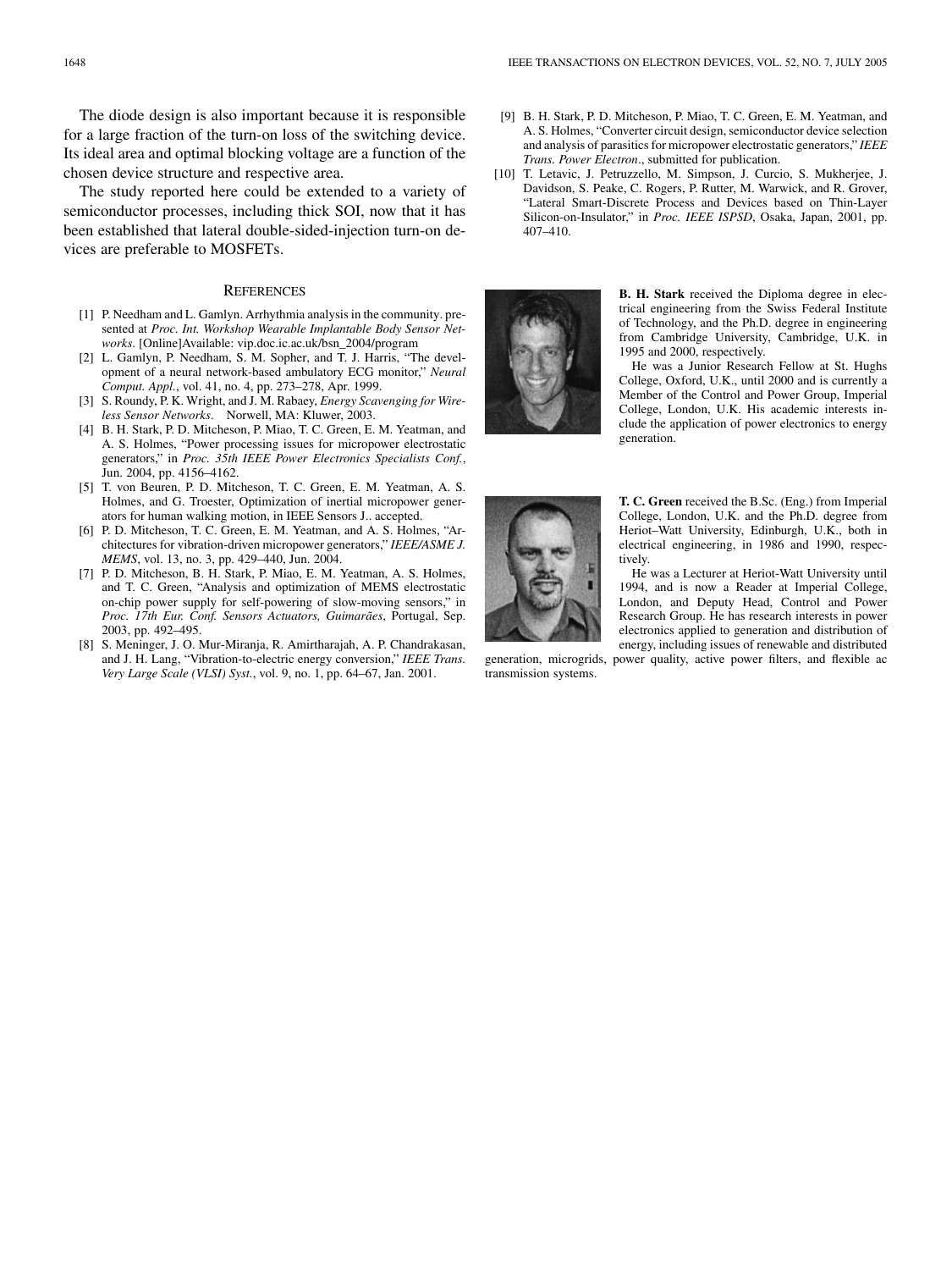The diode design is also important because it is responsible for a large fraction of the turn-on loss of the switching device. Its ideal area and optimal blocking voltage are a function of the chosen device structure and respective area.

The study reported here could be extended to a variety of semiconductor processes, including thick SOI, now that it has been established that lateral double-sided-injection turn-on devices are preferable to MOSFETs.

## References

[1] P. Needham and L. Gamlyn. Arrhythmia analysis in the community. presented at *Proc. Int. Workshop Wearable Implantable Body Sensor Networks*. [Online]Available: vip.doc.ic.ac.uk/bsn_2004/program

[2] L. Gamlyn, P. Needham, S. M. Sopher, and T. J. Harris, "The development of a neural network-based ambulatory ECG monitor," *Neural Comput. Appl.*, vol. 41, no. 4, pp. 273–278, Apr. 1999.

[3] S. Roundy, P. K. Wright, and J. M. Rabaey, *Energy Scavenging for Wireless Sensor Networks*. Norwell, MA: Kluwer, 2003.

[4] B. H. Stark, P. D. Mitcheson, P. Miao, T. C. Green, E. M. Yeatman, and A. S. Holmes, "Power processing issues for micropower electrostatic generators," in *Proc. 35th IEEE Power Electronics Specialists Conf.*, Jun. 2004, pp. 4156–4162.

[5] T. von Beuren, P. D. Mitcheson, T. C. Green, E. M. Yeatman, A. S. Holmes, and G. Troester, Optimization of inertial micropower generators for human walking motion, in IEEE Sensors J.. accepted.

[6] P. D. Mitcheson, T. C. Green, E. M. Yeatman, and A. S. Holmes, "Architectures for vibration-driven micropower generators," *IEEE/ASME J. MEMS*, vol. 13, no. 3, pp. 429–440, Jun. 2004.

[7] P. D. Mitcheson, B. H. Stark, P. Miao, E. M. Yeatman, A. S. Holmes, and T. C. Green, "Analysis and optimization of MEMS electrostatic on-chip power supply for self-powering of slow-moving sensors," in *Proc. 17th Eur. Conf. Sensors Actuators, Guimarães*, Portugal, Sep. 2003, pp. 492–495.

[8] S. Meninger, J. O. Mur-Miranja, R. Amirtharajah, A. P. Chandrakasan, and J. H. Lang, "Vibration-to-electric energy conversion," *IEEE Trans. Very Large Scale (VLSI) Syst.*, vol. 9, no. 1, pp. 64–67, Jan. 2001.

[9] B. H. Stark, P. D. Mitcheson, P. Miao, T. C. Green, E. M. Yeatman, and A. S. Holmes, "Converter circuit design, semiconductor device selection and analysis of parasitics for micropower electrostatic generators," *IEEE Trans. Power Electron.*, submitted for publication.

[10] T. Letavic, J. Petruzzello, M. Simpson, J. Curcio, S. Mukherjee, J. Davidson, S. Peake, C. Rogers, P. Rutter, M. Warwick, and R. Grover, "Lateral Smart-Discrete Process and Devices based on Thin-Layer Silicon-on-Insulator," in *Proc. IEEE ISPSD*, Osaka, Japan, 2001, pp. 407–410.

**B. H. Stark** received the Diploma degree in electrical engineering from the Swiss Federal Institute of Technology, and the Ph.D. degree in engineering from Cambridge University, Cambridge, U.K. in 1995 and 2000, respectively.

He was a Junior Research Fellow at St. Hughs College, Oxford, U.K., until 2000 and is currently a Member of the Control and Power Group, Imperial College, London, U.K. His academic interests include the application of power electronics to energy generation.

**T. C. Green** received the B.Sc. (Eng.) from Imperial College, London, U.K. and the Ph.D. degree from Heriot–Watt University, Edinburgh, U.K., both in electrical engineering, in 1986 and 1990, respectively.

He was a Lecturer at Heriot-Watt University until 1994, and is now a Reader at Imperial College, London, and Deputy Head, Control and Power Research Group. He has research interests in power electronics applied to generation and distribution of energy, including issues of renewable and distributed generation, microgrids, power quality, active power filters, and flexible ac transmission systems.